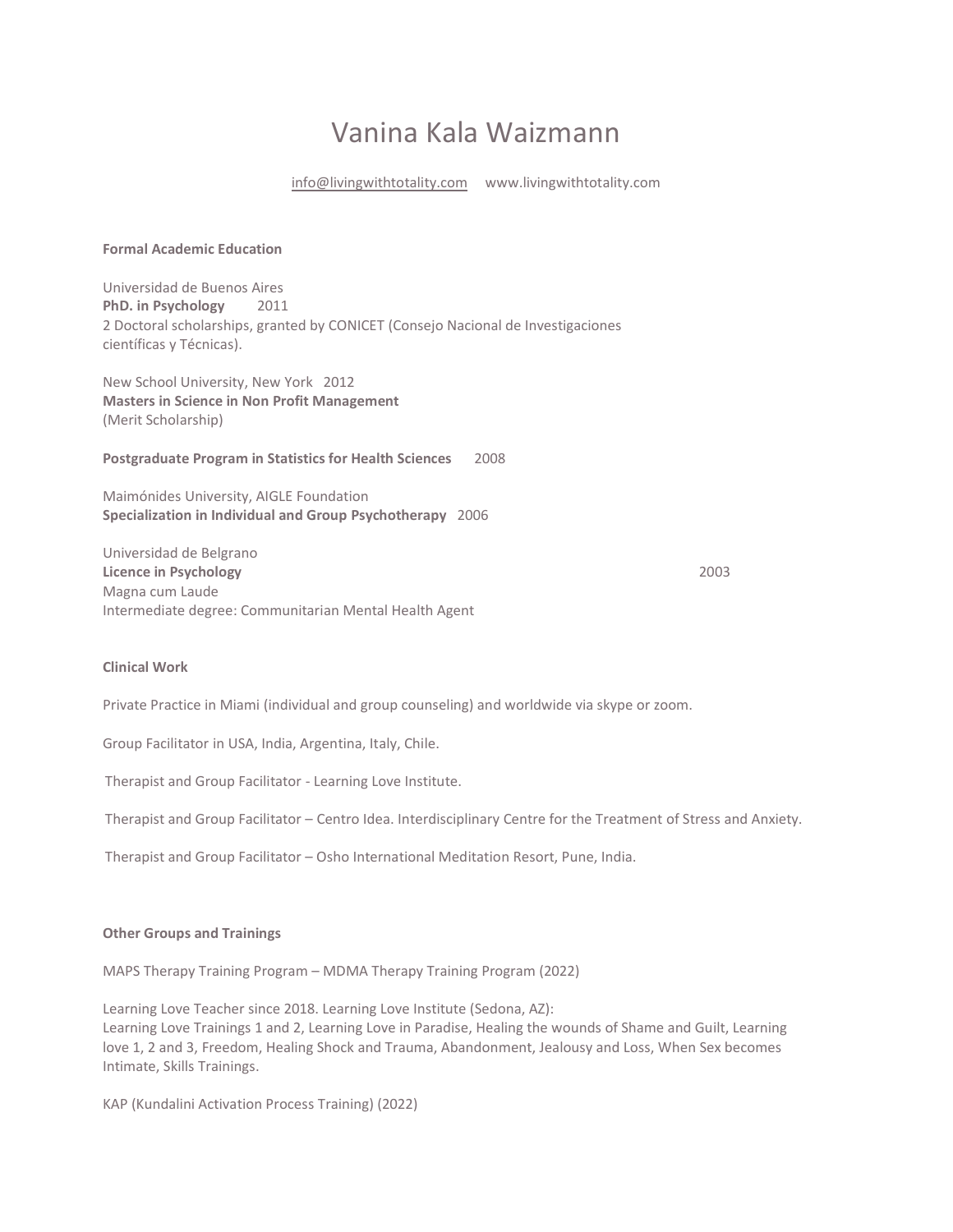# Vanina Kala Waizmann

info@livingwithtotality.com www.livingwithtotality.com

## Formal Academic Education

Universidad de Buenos Aires
**PhD. in Psychology** 2011
2 Doctoral scholarships, granted by CONICET (Consejo Nacional de Investigaciones científicas y Técnicas).

New School University, New York 2012
**Masters in Science in Non Profit Management**
(Merit Scholarship)

**Postgraduate Program in Statistics for Health Sciences** 2008

Maimónides University, AIGLE Foundation
**Specialization in Individual and Group Psychotherapy** 2006

Universidad de Belgrano
**Licence in Psychology** 2003
Magna cum Laude
Intermediate degree: Communitarian Mental Health Agent

## Clinical Work

Private Practice in Miami (individual and group counseling) and worldwide via skype or zoom.

Group Facilitator in USA, India, Argentina, Italy, Chile.

Therapist and Group Facilitator - Learning Love Institute.

Therapist and Group Facilitator – Centro Idea. Interdisciplinary Centre for the Treatment of Stress and Anxiety.

Therapist and Group Facilitator – Osho International Meditation Resort, Pune, India.

## Other Groups and Trainings

MAPS Therapy Training Program – MDMA Therapy Training Program (2022)

Learning Love Teacher since 2018. Learning Love Institute (Sedona, AZ):
Learning Love Trainings 1 and 2, Learning Love in Paradise, Healing the wounds of Shame and Guilt, Learning love 1, 2 and 3, Freedom, Healing Shock and Trauma, Abandonment, Jealousy and Loss, When Sex becomes Intimate, Skills Trainings.

KAP (Kundalini Activation Process Training) (2022)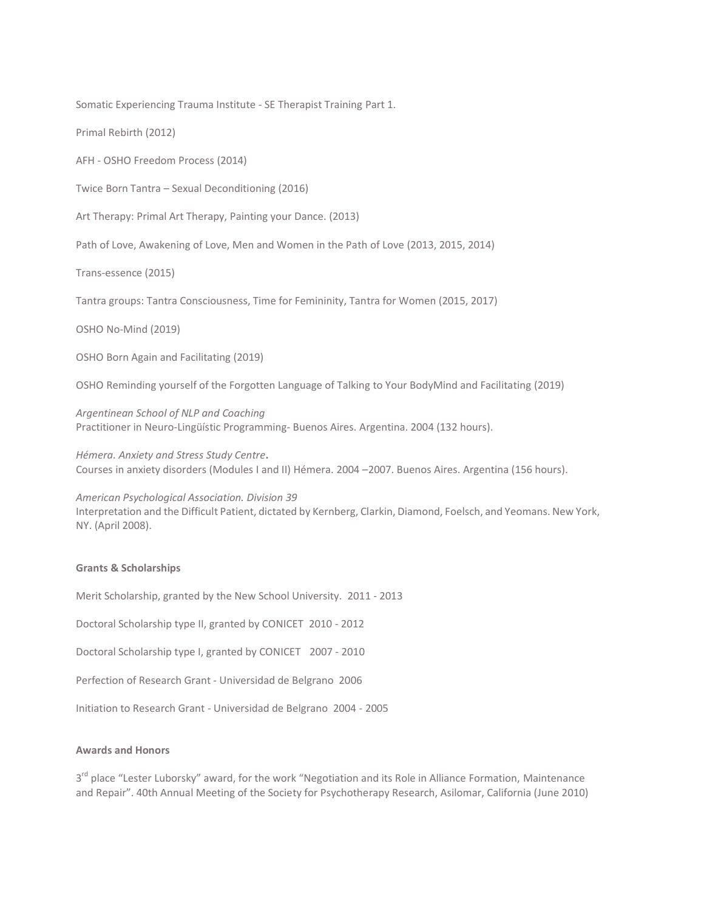Somatic Experiencing Trauma Institute - SE Therapist Training Part 1.

Primal Rebirth (2012)

AFH - OSHO Freedom Process (2014)

Twice Born Tantra – Sexual Deconditioning (2016)

Art Therapy: Primal Art Therapy, Painting your Dance. (2013)

Path of Love, Awakening of Love, Men and Women in the Path of Love (2013, 2015, 2014)

Trans-essence (2015)

Tantra groups: Tantra Consciousness, Time for Femininity, Tantra for Women (2015, 2017)

OSHO No-Mind (2019)

OSHO Born Again and Facilitating (2019)

OSHO Reminding yourself of the Forgotten Language of Talking to Your BodyMind and Facilitating (2019)

*Argentinean School of NLP and Coaching*
Practitioner in Neuro-Lingüístic Programming- Buenos Aires. Argentina. 2004 (132 hours).

*Hémera. Anxiety and Stress Study Centre***.**
Courses in anxiety disorders (Modules I and II) Hémera. 2004 –2007. Buenos Aires. Argentina (156 hours).

*American Psychological Association. Division 39*
Interpretation and the Difficult Patient, dictated by Kernberg, Clarkin, Diamond, Foelsch, and Yeomans. New York, NY. (April 2008).

**Grants & Scholarships**

Merit Scholarship, granted by the New School University. 2011 - 2013

Doctoral Scholarship type II, granted by CONICET 2010 - 2012

Doctoral Scholarship type I, granted by CONICET 2007 - 2010

Perfection of Research Grant - Universidad de Belgrano 2006

Initiation to Research Grant - Universidad de Belgrano 2004 - 2005

**Awards and Honors**

3rd place "Lester Luborsky" award, for the work "Negotiation and its Role in Alliance Formation, Maintenance and Repair". 40th Annual Meeting of the Society for Psychotherapy Research, Asilomar, California (June 2010)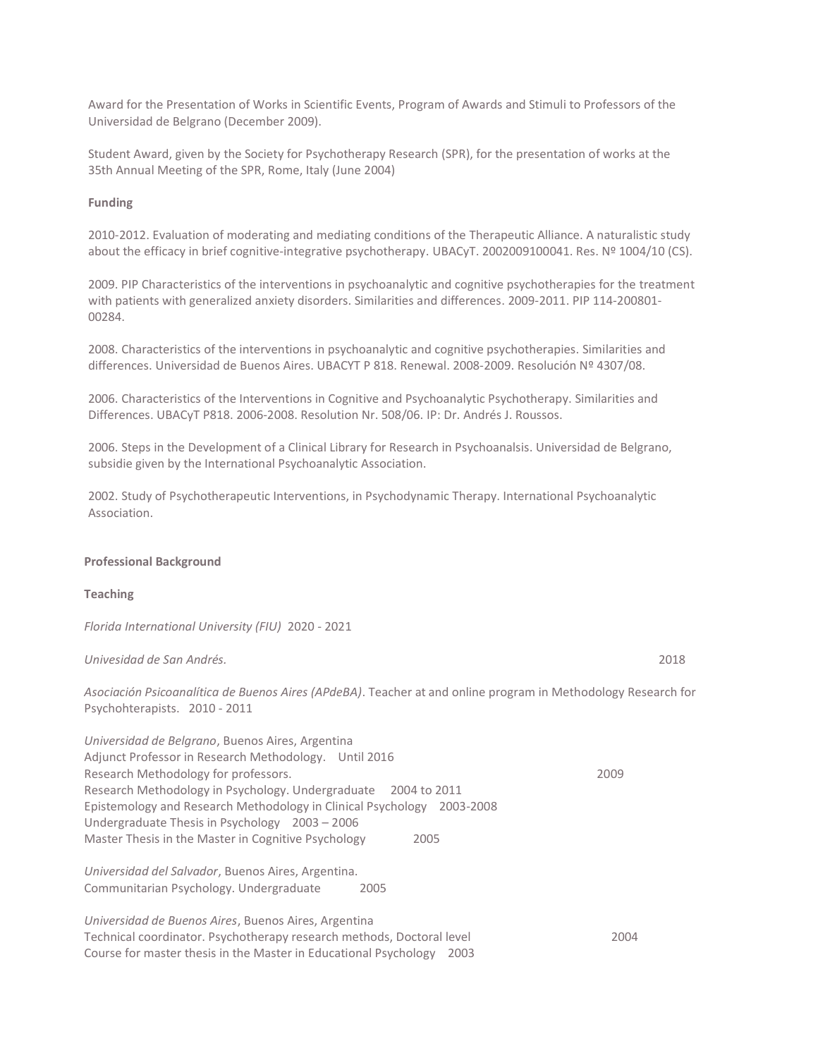Award for the Presentation of Works in Scientific Events, Program of Awards and Stimuli to Professors of the Universidad de Belgrano (December 2009).

Student Award, given by the Society for Psychotherapy Research (SPR), for the presentation of works at the 35th Annual Meeting of the SPR, Rome, Italy (June 2004)

**Funding**

2010-2012. Evaluation of moderating and mediating conditions of the Therapeutic Alliance. A naturalistic study about the efficacy in brief cognitive-integrative psychotherapy. UBACyT. 2002009100041. Res. Nº 1004/10 (CS).

2009. PIP Characteristics of the interventions in psychoanalytic and cognitive psychotherapies for the treatment with patients with generalized anxiety disorders. Similarities and differences. 2009-2011. PIP 114-200801-00284.

2008. Characteristics of the interventions in psychoanalytic and cognitive psychotherapies. Similarities and differences. Universidad de Buenos Aires. UBACYT P 818. Renewal. 2008-2009. Resolución Nº 4307/08.

2006. Characteristics of the Interventions in Cognitive and Psychoanalytic Psychotherapy. Similarities and Differences. UBACyT P818. 2006-2008. Resolution Nr. 508/06. IP: Dr. Andrés J. Roussos.

2006. Steps in the Development of a Clinical Library for Research in Psychoanalsis. Universidad de Belgrano, subsidie given by the International Psychoanalytic Association.

2002. Study of Psychotherapeutic Interventions, in Psychodynamic Therapy. International Psychoanalytic Association.

## Professional Background

### Teaching

*Florida International University (FIU)* 2020 - 2021

*Univesidad de San Andrés.* 2018

*Asociación Psicoanalítica de Buenos Aires (APdeBA)*. Teacher at and online program in Methodology Research for Psychohterapists. 2010 - 2011

*Universidad de Belgrano*, Buenos Aires, Argentina
Adjunct Professor in Research Methodology. Until 2016
Research Methodology for professors. 2009
Research Methodology in Psychology. Undergraduate 2004 to 2011
Epistemology and Research Methodology in Clinical Psychology 2003-2008
Undergraduate Thesis in Psychology 2003 – 2006
Master Thesis in the Master in Cognitive Psychology 2005

*Universidad del Salvador*, Buenos Aires, Argentina.
Communitarian Psychology. Undergraduate 2005

*Universidad de Buenos Aires*, Buenos Aires, Argentina
Technical coordinator. Psychotherapy research methods, Doctoral level 2004
Course for master thesis in the Master in Educational Psychology 2003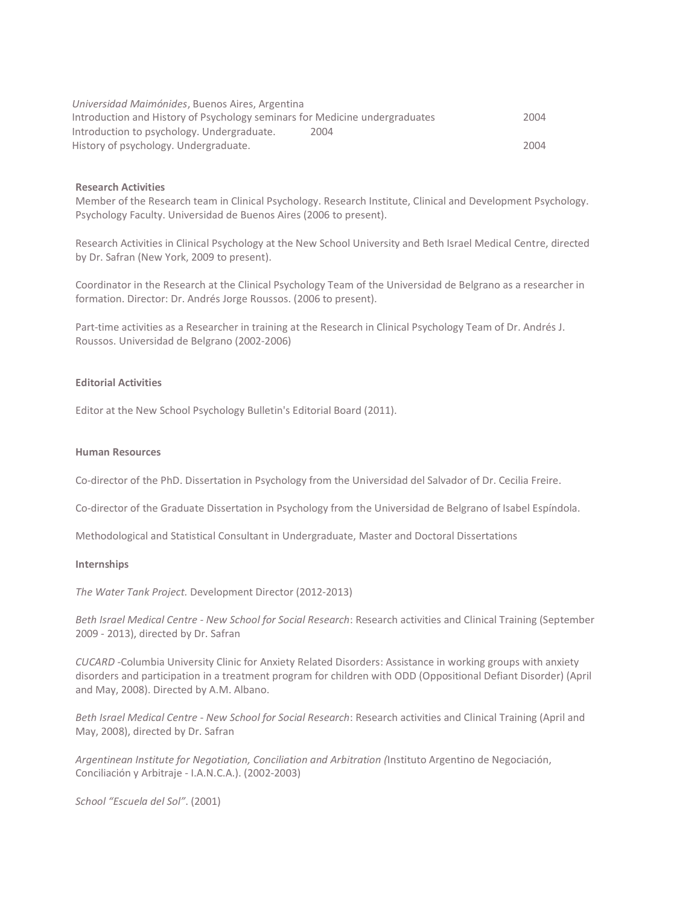*Universidad Maimónides*, Buenos Aires, Argentina

Introduction and History of Psychology seminars for Medicine undergraduates 2004

Introduction to psychology. Undergraduate. 2004

History of psychology. Undergraduate. 2004

**Research Activities**

Member of the Research team in Clinical Psychology. Research Institute, Clinical and Development Psychology. Psychology Faculty. Universidad de Buenos Aires (2006 to present).

Research Activities in Clinical Psychology at the New School University and Beth Israel Medical Centre, directed by Dr. Safran (New York, 2009 to present).

Coordinator in the Research at the Clinical Psychology Team of the Universidad de Belgrano as a researcher in formation. Director: Dr. Andrés Jorge Roussos. (2006 to present).

Part-time activities as a Researcher in training at the Research in Clinical Psychology Team of Dr. Andrés J. Roussos. Universidad de Belgrano (2002-2006)

**Editorial Activities**

Editor at the New School Psychology Bulletin's Editorial Board (2011).

**Human Resources**

Co-director of the PhD. Dissertation in Psychology from the Universidad del Salvador of Dr. Cecilia Freire.

Co-director of the Graduate Dissertation in Psychology from the Universidad de Belgrano of Isabel Espíndola.

Methodological and Statistical Consultant in Undergraduate, Master and Doctoral Dissertations

**Internships**

*The Water Tank Project.* Development Director (2012-2013)

*Beth Israel Medical Centre - New School for Social Research*: Research activities and Clinical Training (September 2009 - 2013), directed by Dr. Safran

*CUCARD* -Columbia University Clinic for Anxiety Related Disorders: Assistance in working groups with anxiety disorders and participation in a treatment program for children with ODD (Oppositional Defiant Disorder) (April and May, 2008). Directed by A.M. Albano.

*Beth Israel Medical Centre - New School for Social Research*: Research activities and Clinical Training (April and May, 2008), directed by Dr. Safran

*Argentinean Institute for Negotiation, Conciliation and Arbitration (*Instituto Argentino de Negociación, Conciliación y Arbitraje - I.A.N.C.A.). (2002-2003)

*School "Escuela del Sol"*. (2001)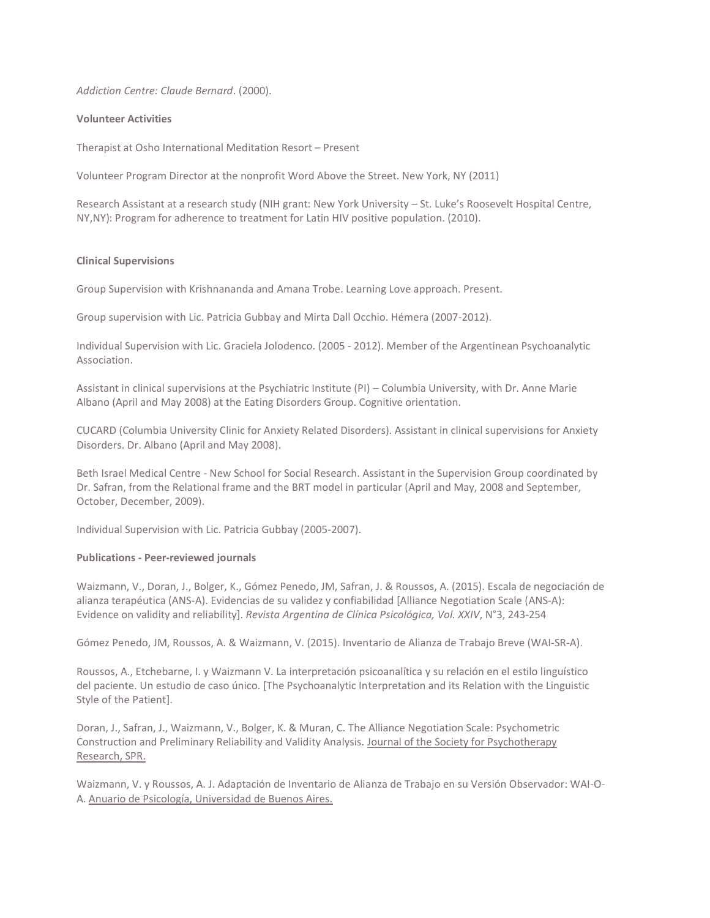*Addiction Centre: Claude Bernard*. (2000).

**Volunteer Activities**

Therapist at Osho International Meditation Resort – Present

Volunteer Program Director at the nonprofit Word Above the Street. New York, NY (2011)

Research Assistant at a research study (NIH grant: New York University – St. Luke's Roosevelt Hospital Centre, NY,NY): Program for adherence to treatment for Latin HIV positive population. (2010).

**Clinical Supervisions**

Group Supervision with Krishnananda and Amana Trobe. Learning Love approach. Present.

Group supervision with Lic. Patricia Gubbay and Mirta Dall Occhio. Hémera (2007-2012).

Individual Supervision with Lic. Graciela Jolodenco. (2005 - 2012). Member of the Argentinean Psychoanalytic Association.

Assistant in clinical supervisions at the Psychiatric Institute (PI) – Columbia University, with Dr. Anne Marie Albano (April and May 2008) at the Eating Disorders Group. Cognitive orientation.

CUCARD (Columbia University Clinic for Anxiety Related Disorders). Assistant in clinical supervisions for Anxiety Disorders. Dr. Albano (April and May 2008).

Beth Israel Medical Centre - New School for Social Research. Assistant in the Supervision Group coordinated by Dr. Safran, from the Relational frame and the BRT model in particular (April and May, 2008 and September, October, December, 2009).

Individual Supervision with Lic. Patricia Gubbay (2005-2007).

**Publications - Peer-reviewed journals**

Waizmann, V., Doran, J., Bolger, K., Gómez Penedo, JM, Safran, J. & Roussos, A. (2015). Escala de negociación de alianza terapéutica (ANS-A). Evidencias de su validez y confiabilidad [Alliance Negotiation Scale (ANS-A): Evidence on validity and reliability]. *Revista Argentina de Clínica Psicológica, Vol. XXIV*, N°3, 243-254

Gómez Penedo, JM, Roussos, A. & Waizmann, V. (2015). Inventario de Alianza de Trabajo Breve (WAI-SR-A).

Roussos, A., Etchebarne, I. y Waizmann V. La interpretación psicoanalítica y su relación en el estilo linguístico del paciente. Un estudio de caso único. [The Psychoanalytic Interpretation and its Relation with the Linguistic Style of the Patient].

Doran, J., Safran, J., Waizmann, V., Bolger, K. & Muran, C. The Alliance Negotiation Scale: Psychometric Construction and Preliminary Reliability and Validity Analysis. Journal of the Society for Psychotherapy Research, SPR.

Waizmann, V. y Roussos, A. J. Adaptación de Inventario de Alianza de Trabajo en su Versión Observador: WAI-O-A. Anuario de Psicología, Universidad de Buenos Aires.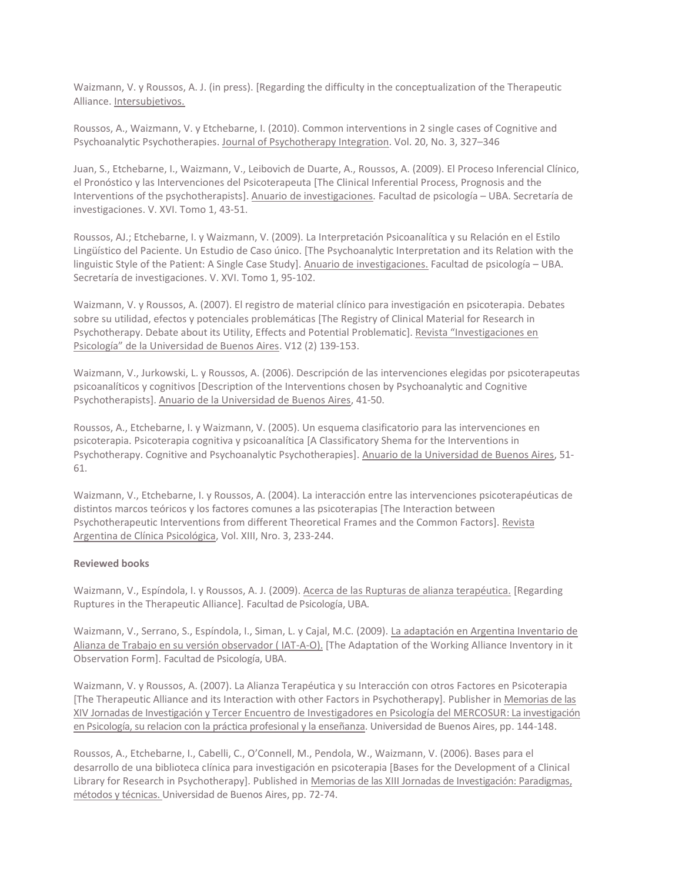Waizmann, V. y Roussos, A. J. (in press). [Regarding the difficulty in the conceptualization of the Therapeutic Alliance. Intersubjetivos.

Roussos, A., Waizmann, V. y Etchebarne, I. (2010). Common interventions in 2 single cases of Cognitive and Psychoanalytic Psychotherapies. Journal of Psychotherapy Integration. Vol. 20, No. 3, 327–346

Juan, S., Etchebarne, I., Waizmann, V., Leibovich de Duarte, A., Roussos, A. (2009). El Proceso Inferencial Clínico, el Pronóstico y las Intervenciones del Psicoterapeuta [The Clinical Inferential Process, Prognosis and the Interventions of the psychotherapists]. Anuario de investigaciones. Facultad de psicología – UBA. Secretaría de investigaciones. V. XVI. Tomo 1, 43-51.

Roussos, AJ.; Etchebarne, I. y Waizmann, V. (2009). La Interpretación Psicoanalítica y su Relación en el Estilo Lingüístico del Paciente. Un Estudio de Caso único. [The Psychoanalytic Interpretation and its Relation with the linguistic Style of the Patient: A Single Case Study]. Anuario de investigaciones. Facultad de psicología – UBA. Secretaría de investigaciones. V. XVI. Tomo 1, 95-102.

Waizmann, V. y Roussos, A. (2007). El registro de material clínico para investigación en psicoterapia. Debates sobre su utilidad, efectos y potenciales problemáticas [The Registry of Clinical Material for Research in Psychotherapy. Debate about its Utility, Effects and Potential Problematic]. Revista "Investigaciones en Psicología" de la Universidad de Buenos Aires. V12 (2) 139-153.

Waizmann, V., Jurkowski, L. y Roussos, A. (2006). Descripción de las intervenciones elegidas por psicoterapeutas psicoanalíticos y cognitivos [Description of the Interventions chosen by Psychoanalytic and Cognitive Psychotherapists]. Anuario de la Universidad de Buenos Aires, 41-50.

Roussos, A., Etchebarne, I. y Waizmann, V. (2005). Un esquema clasificatorio para las intervenciones en psicoterapia. Psicoterapia cognitiva y psicoanalítica [A Classificatory Shema for the Interventions in Psychotherapy. Cognitive and Psychoanalytic Psychotherapies]. Anuario de la Universidad de Buenos Aires, 51-61.

Waizmann, V., Etchebarne, I. y Roussos, A. (2004). La interacción entre las intervenciones psicoterapéuticas de distintos marcos teóricos y los factores comunes a las psicoterapias [The Interaction between Psychotherapeutic Interventions from different Theoretical Frames and the Common Factors]. Revista Argentina de Clínica Psicológica, Vol. XIII, Nro. 3, 233-244.

**Reviewed books**

Waizmann, V., Espíndola, I. y Roussos, A. J. (2009). Acerca de las Rupturas de alianza terapéutica. [Regarding Ruptures in the Therapeutic Alliance]. Facultad de Psicología, UBA.

Waizmann, V., Serrano, S., Espíndola, I., Siman, L. y Cajal, M.C. (2009). La adaptación en Argentina Inventario de Alianza de Trabajo en su versión observador ( IAT-A-O). [The Adaptation of the Working Alliance Inventory in it Observation Form]. Facultad de Psicología, UBA.

Waizmann, V. y Roussos, A. (2007). La Alianza Terapéutica y su Interacción con otros Factores en Psicoterapia [The Therapeutic Alliance and its Interaction with other Factors in Psychotherapy]. Publisher in Memorias de las XIV Jornadas de Investigación y Tercer Encuentro de Investigadores en Psicología del MERCOSUR: La investigación en Psicología, su relacion con la práctica profesional y la enseñanza. Universidad de Buenos Aires, pp. 144-148.

Roussos, A., Etchebarne, I., Cabelli, C., O'Connell, M., Pendola, W., Waizmann, V. (2006). Bases para el desarrollo de una biblioteca clínica para investigación en psicoterapia [Bases for the Development of a Clinical Library for Research in Psychotherapy]. Published in Memorias de las XIII Jornadas de Investigación: Paradigmas, métodos y técnicas. Universidad de Buenos Aires, pp. 72-74.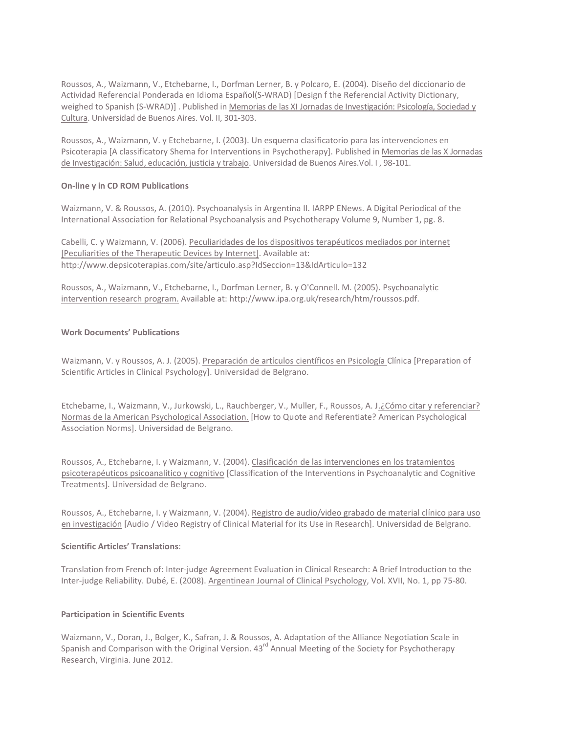Roussos, A., Waizmann, V., Etchebarne, I., Dorfman Lerner, B. y Polcaro, E. (2004). Diseño del diccionario de Actividad Referencial Ponderada en Idioma Español(S-WRAD) [Design f the Referencial Activity Dictionary, weighed to Spanish (S-WRAD)] . Published in Memorias de las XI Jornadas de Investigación: Psicología, Sociedad y Cultura. Universidad de Buenos Aires. Vol. II, 301-303.

Roussos, A., Waizmann, V. y Etchebarne, I. (2003). Un esquema clasificatorio para las intervenciones en Psicoterapia [A classificatory Shema for Interventions in Psychotherapy]. Published in Memorias de las X Jornadas de Investigación: Salud, educación, justicia y trabajo. Universidad de Buenos Aires.Vol. I , 98-101.

**On-line y in CD ROM Publications**

Waizmann, V. & Roussos, A. (2010). Psychoanalysis in Argentina II. IARPP ENews. A Digital Periodical of the International Association for Relational Psychoanalysis and Psychotherapy Volume 9, Number 1, pg. 8.

Cabelli, C. y Waizmann, V. (2006). Peculiaridades de los dispositivos terapéuticos mediados por internet [Peculiarities of the Therapeutic Devices by Internet]. Available at: http://www.depsicoterapias.com/site/articulo.asp?IdSeccion=13&IdArticulo=132

Roussos, A., Waizmann, V., Etchebarne, I., Dorfman Lerner, B. y O'Connell. M. (2005). Psychoanalytic intervention research program. Available at: http://www.ipa.org.uk/research/htm/roussos.pdf.

**Work Documents' Publications**

Waizmann, V. y Roussos, A. J. (2005). Preparación de artículos científicos en Psicología Clínica [Preparation of Scientific Articles in Clinical Psychology]. Universidad de Belgrano.

Etchebarne, I., Waizmann, V., Jurkowski, L., Rauchberger, V., Muller, F., Roussos, A. J.¿Cómo citar y referenciar? Normas de la American Psychological Association. [How to Quote and Referentiate? American Psychological Association Norms]. Universidad de Belgrano.

Roussos, A., Etchebarne, I. y Waizmann, V. (2004). Clasificación de las intervenciones en los tratamientos psicoterapéuticos psicoanalítico y cognitivo [Classification of the Interventions in Psychoanalytic and Cognitive Treatments]. Universidad de Belgrano.

Roussos, A., Etchebarne, I. y Waizmann, V. (2004). Registro de audio/video grabado de material clínico para uso en investigación [Audio / Video Registry of Clinical Material for its Use in Research]. Universidad de Belgrano.

**Scientific Articles' Translations**:

Translation from French of: Inter-judge Agreement Evaluation in Clinical Research: A Brief Introduction to the Inter-judge Reliability. Dubé, E. (2008). Argentinean Journal of Clinical Psychology, Vol. XVII, No. 1, pp 75-80.

**Participation in Scientific Events**

Waizmann, V., Doran, J., Bolger, K., Safran, J. & Roussos, A. Adaptation of the Alliance Negotiation Scale in Spanish and Comparison with the Original Version. 43rd Annual Meeting of the Society for Psychotherapy Research, Virginia. June 2012.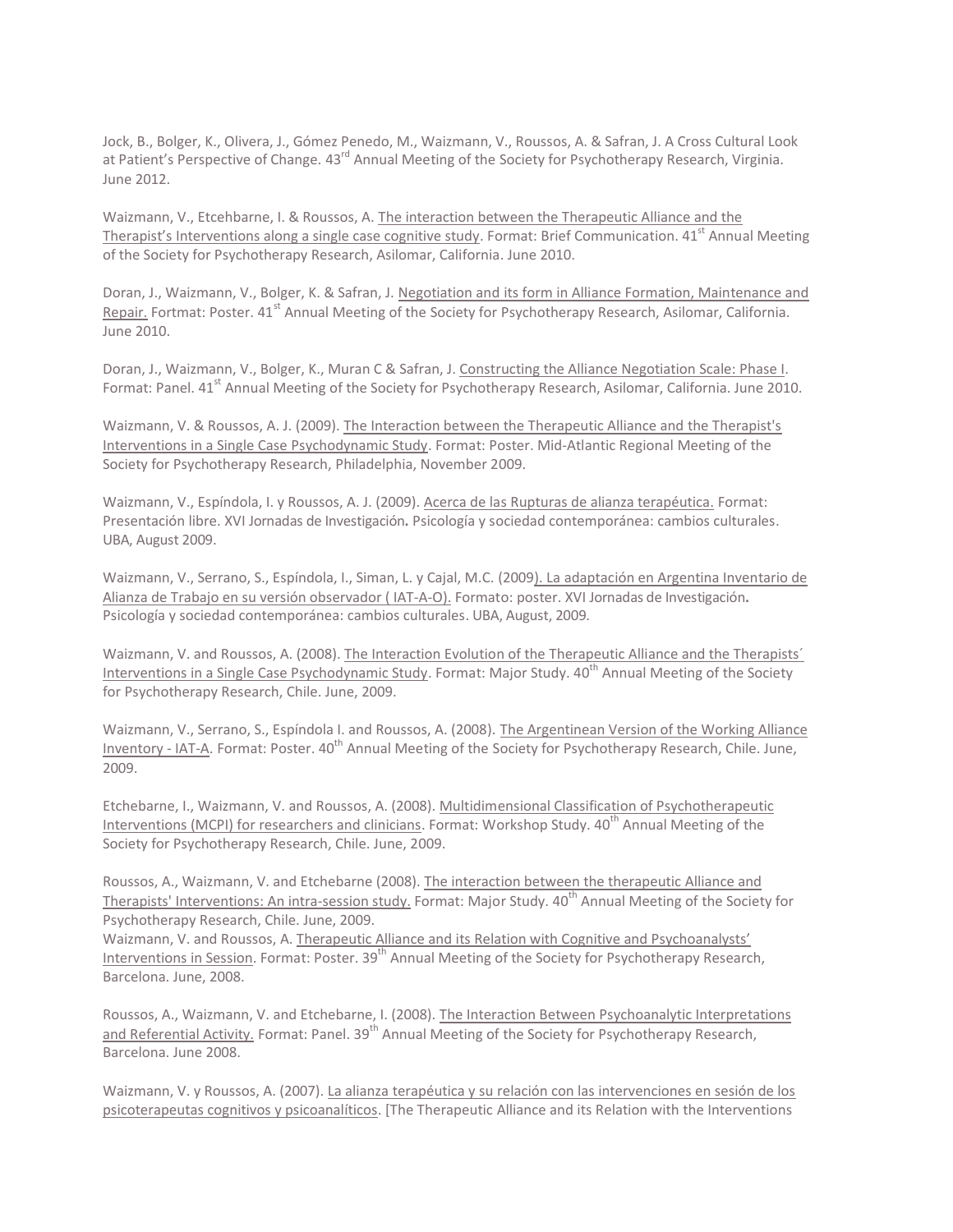Jock, B., Bolger, K., Olivera, J., Gómez Penedo, M., Waizmann, V., Roussos, A. & Safran, J. A Cross Cultural Look at Patient's Perspective of Change. 43rd Annual Meeting of the Society for Psychotherapy Research, Virginia. June 2012.

Waizmann, V., Etcehbarne, I. & Roussos, A. <u>The interaction between the Therapeutic Alliance and the Therapist's Interventions along a single case cognitive study</u>. Format: Brief Communication. 41st Annual Meeting of the Society for Psychotherapy Research, Asilomar, California. June 2010.

Doran, J., Waizmann, V., Bolger, K. & Safran, J. <u>Negotiation and its form in Alliance Formation, Maintenance and Repair.</u> Fortmat: Poster. 41st Annual Meeting of the Society for Psychotherapy Research, Asilomar, California. June 2010.

Doran, J., Waizmann, V., Bolger, K., Muran C & Safran, J. <u>Constructing the Alliance Negotiation Scale: Phase I</u>. Format: Panel. 41st Annual Meeting of the Society for Psychotherapy Research, Asilomar, California. June 2010.

Waizmann, V. & Roussos, A. J. (2009). <u>The Interaction between the Therapeutic Alliance and the Therapist's Interventions in a Single Case Psychodynamic Study</u>. Format: Poster. Mid-Atlantic Regional Meeting of the Society for Psychotherapy Research, Philadelphia, November 2009.

Waizmann, V., Espíndola, I. y Roussos, A. J. (2009). <u>Acerca de las Rupturas de alianza terapéutica.</u> Format: Presentación libre. XVI Jornadas de Investigación**.** Psicología y sociedad contemporánea: cambios culturales. UBA, August 2009.

Waizmann, V., Serrano, S., Espíndola, I., Siman, L. y Cajal, M.C. (2009<u>). La adaptación en Argentina Inventario de Alianza de Trabajo en su versión observador ( IAT-A-O).</u> Formato: poster. XVI Jornadas de Investigación**.** Psicología y sociedad contemporánea: cambios culturales. UBA, August, 2009.

Waizmann, V. and Roussos, A. (2008). <u>The Interaction Evolution of the Therapeutic Alliance and the Therapists´ Interventions in a Single Case Psychodynamic Study</u>. Format: Major Study. 40th Annual Meeting of the Society for Psychotherapy Research, Chile. June, 2009.

Waizmann, V., Serrano, S., Espíndola I. and Roussos, A. (2008). <u>The Argentinean Version of the Working Alliance Inventory - IAT-A</u>. Format: Poster. 40th Annual Meeting of the Society for Psychotherapy Research, Chile. June, 2009.

Etchebarne, I., Waizmann, V. and Roussos, A. (2008). <u>Multidimensional Classification of Psychotherapeutic Interventions (MCPI) for researchers and clinicians</u>. Format: Workshop Study. 40th Annual Meeting of the Society for Psychotherapy Research, Chile. June, 2009.

Roussos, A., Waizmann, V. and Etchebarne (2008). <u>The interaction between the therapeutic Alliance and Therapists' Interventions: An intra-session study.</u> Format: Major Study. 40th Annual Meeting of the Society for Psychotherapy Research, Chile. June, 2009.
Waizmann, V. and Roussos, A. <u>Therapeutic Alliance and its Relation with Cognitive and Psychoanalysts' Interventions in Session</u>. Format: Poster. 39th Annual Meeting of the Society for Psychotherapy Research, Barcelona. June, 2008.

Roussos, A., Waizmann, V. and Etchebarne, I. (2008). <u>The Interaction Between Psychoanalytic Interpretations and Referential Activity.</u> Format: Panel. 39th Annual Meeting of the Society for Psychotherapy Research, Barcelona. June 2008.

Waizmann, V. y Roussos, A. (2007). <u>La alianza terapéutica y su relación con las intervenciones en sesión de los psicoterapeutas cognitivos y psicoanalíticos</u>. [The Therapeutic Alliance and its Relation with the Interventions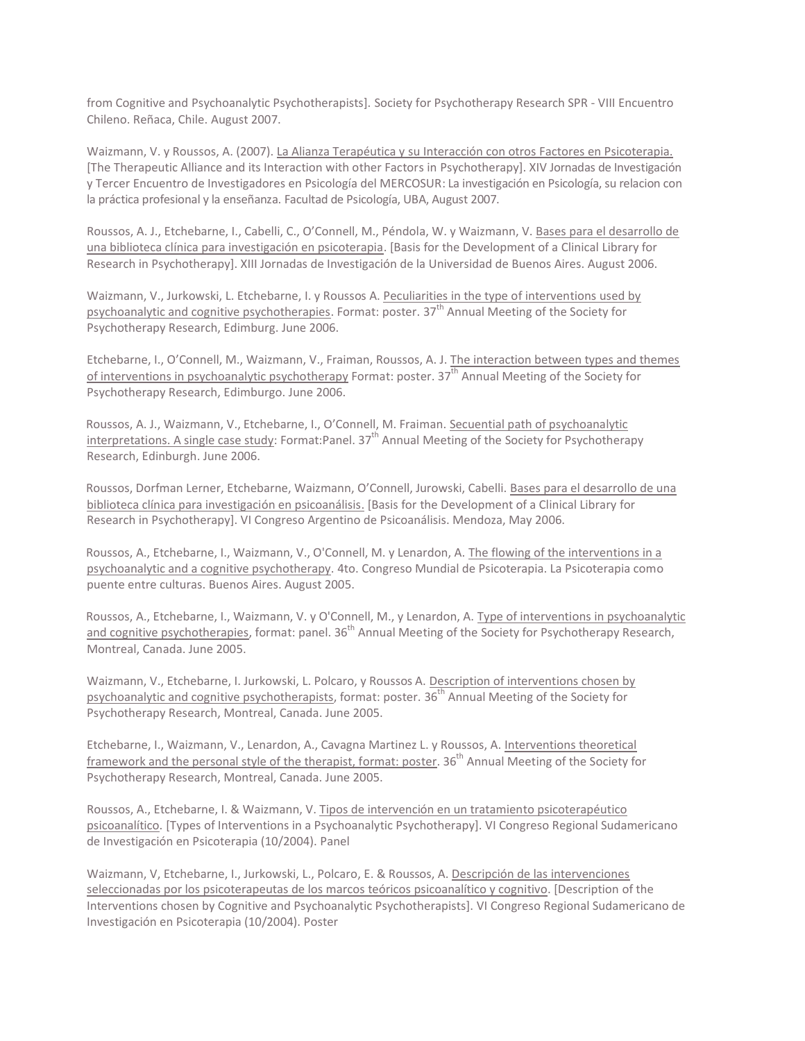from Cognitive and Psychoanalytic Psychotherapists]. Society for Psychotherapy Research SPR - VIII Encuentro Chileno. Reñaca, Chile. August 2007.

Waizmann, V. y Roussos, A. (2007). La Alianza Terapéutica y su Interacción con otros Factores en Psicoterapia. [The Therapeutic Alliance and its Interaction with other Factors in Psychotherapy]. XIV Jornadas de Investigación y Tercer Encuentro de Investigadores en Psicología del MERCOSUR: La investigación en Psicología, su relacion con la práctica profesional y la enseñanza. Facultad de Psicología, UBA, August 2007.

Roussos, A. J., Etchebarne, I., Cabelli, C., O'Connell, M., Péndola, W. y Waizmann, V. Bases para el desarrollo de una biblioteca clínica para investigación en psicoterapia. [Basis for the Development of a Clinical Library for Research in Psychotherapy]. XIII Jornadas de Investigación de la Universidad de Buenos Aires. August 2006.

Waizmann, V., Jurkowski, L. Etchebarne, I. y Roussos A. Peculiarities in the type of interventions used by psychoanalytic and cognitive psychotherapies. Format: poster. 37th Annual Meeting of the Society for Psychotherapy Research, Edimburg. June 2006.

Etchebarne, I., O'Connell, M., Waizmann, V., Fraiman, Roussos, A. J. The interaction between types and themes of interventions in psychoanalytic psychotherapy Format: poster. 37th Annual Meeting of the Society for Psychotherapy Research, Edimburgo. June 2006.

Roussos, A. J., Waizmann, V., Etchebarne, I., O'Connell, M. Fraiman. Secuential path of psychoanalytic interpretations. A single case study: Format:Panel. 37th Annual Meeting of the Society for Psychotherapy Research, Edinburgh. June 2006.

Roussos, Dorfman Lerner, Etchebarne, Waizmann, O'Connell, Jurowski, Cabelli. Bases para el desarrollo de una biblioteca clínica para investigación en psicoanálisis. [Basis for the Development of a Clinical Library for Research in Psychotherapy]. VI Congreso Argentino de Psicoanálisis. Mendoza, May 2006.

Roussos, A., Etchebarne, I., Waizmann, V., O'Connell, M. y Lenardon, A. The flowing of the interventions in a psychoanalytic and a cognitive psychotherapy. 4to. Congreso Mundial de Psicoterapia. La Psicoterapia como puente entre culturas. Buenos Aires. August 2005.

Roussos, A., Etchebarne, I., Waizmann, V. y O'Connell, M., y Lenardon, A. Type of interventions in psychoanalytic and cognitive psychotherapies, format: panel. 36th Annual Meeting of the Society for Psychotherapy Research, Montreal, Canada. June 2005.

Waizmann, V., Etchebarne, I. Jurkowski, L. Polcaro, y Roussos A. Description of interventions chosen by psychoanalytic and cognitive psychotherapists, format: poster. 36th Annual Meeting of the Society for Psychotherapy Research, Montreal, Canada. June 2005.

Etchebarne, I., Waizmann, V., Lenardon, A., Cavagna Martinez L. y Roussos, A. Interventions theoretical framework and the personal style of the therapist, format: poster. 36th Annual Meeting of the Society for Psychotherapy Research, Montreal, Canada. June 2005.

Roussos, A., Etchebarne, I. & Waizmann, V. Tipos de intervención en un tratamiento psicoterapéutico psicoanalítico. [Types of Interventions in a Psychoanalytic Psychotherapy]. VI Congreso Regional Sudamericano de Investigación en Psicoterapia (10/2004). Panel

Waizmann, V, Etchebarne, I., Jurkowski, L., Polcaro, E. & Roussos, A. Descripción de las intervenciones seleccionadas por los psicoterapeutas de los marcos teóricos psicoanalítico y cognitivo. [Description of the Interventions chosen by Cognitive and Psychoanalytic Psychotherapists]. VI Congreso Regional Sudamericano de Investigación en Psicoterapia (10/2004). Poster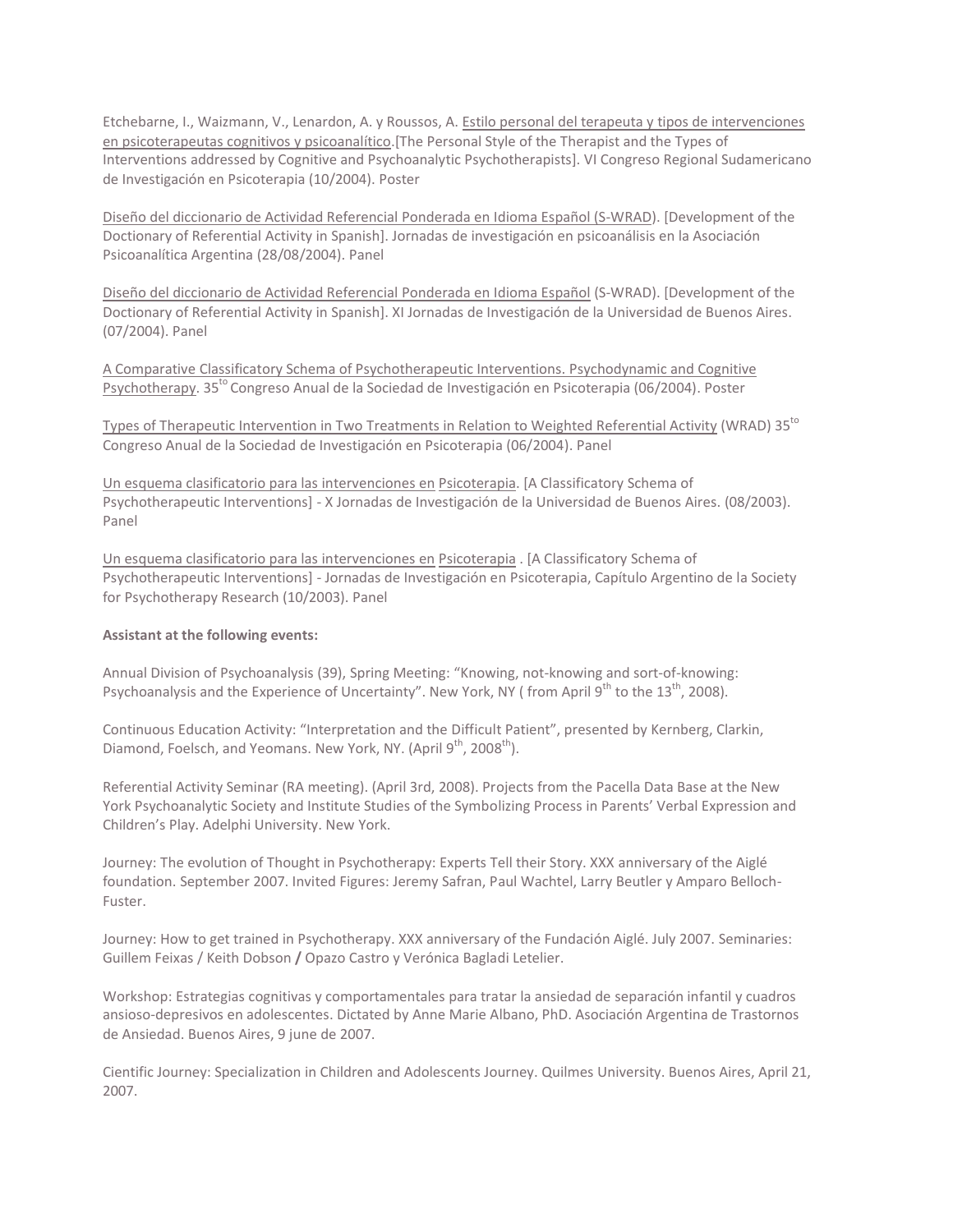Etchebarne, I., Waizmann, V., Lenardon, A. y Roussos, A. Estilo personal del terapeuta y tipos de intervenciones en psicoterapeutas cognitivos y psicoanalítico.[The Personal Style of the Therapist and the Types of Interventions addressed by Cognitive and Psychoanalytic Psychotherapists]. VI Congreso Regional Sudamericano de Investigación en Psicoterapia (10/2004). Poster

Diseño del diccionario de Actividad Referencial Ponderada en Idioma Español (S-WRAD). [Development of the Doctionary of Referential Activity in Spanish]. Jornadas de investigación en psicoanálisis en la Asociación Psicoanalítica Argentina (28/08/2004). Panel

Diseño del diccionario de Actividad Referencial Ponderada en Idioma Español (S-WRAD). [Development of the Doctionary of Referential Activity in Spanish]. XI Jornadas de Investigación de la Universidad de Buenos Aires. (07/2004). Panel

A Comparative Classificatory Schema of Psychotherapeutic Interventions. Psychodynamic and Cognitive Psychotherapy. 35[to] Congreso Anual de la Sociedad de Investigación en Psicoterapia (06/2004). Poster

Types of Therapeutic Intervention in Two Treatments in Relation to Weighted Referential Activity (WRAD) 35[to] Congreso Anual de la Sociedad de Investigación en Psicoterapia (06/2004). Panel

Un esquema clasificatorio para las intervenciones en Psicoterapia. [A Classificatory Schema of Psychotherapeutic Interventions] - X Jornadas de Investigación de la Universidad de Buenos Aires. (08/2003). Panel

Un esquema clasificatorio para las intervenciones en Psicoterapia . [A Classificatory Schema of Psychotherapeutic Interventions] - Jornadas de Investigación en Psicoterapia, Capítulo Argentino de la Society for Psychotherapy Research (10/2003). Panel

**Assistant at the following events:**

Annual Division of Psychoanalysis (39), Spring Meeting: "Knowing, not-knowing and sort-of-knowing: Psychoanalysis and the Experience of Uncertainty". New York, NY ( from April 9[th] to the 13[th], 2008).

Continuous Education Activity: "Interpretation and the Difficult Patient", presented by Kernberg, Clarkin, Diamond, Foelsch, and Yeomans. New York, NY. (April 9[th], 2008[th]).

Referential Activity Seminar (RA meeting). (April 3rd, 2008). Projects from the Pacella Data Base at the New York Psychoanalytic Society and Institute Studies of the Symbolizing Process in Parents' Verbal Expression and Children's Play. Adelphi University. New York.

Journey: The evolution of Thought in Psychotherapy: Experts Tell their Story. XXX anniversary of the Aiglé foundation. September 2007. Invited Figures: Jeremy Safran, Paul Wachtel, Larry Beutler y Amparo Belloch-Fuster.

Journey: How to get trained in Psychotherapy. XXX anniversary of the Fundación Aiglé. July 2007. Seminaries: Guillem Feixas / Keith Dobson **/** Opazo Castro y Verónica Bagladi Letelier.

Workshop: Estrategias cognitivas y comportamentales para tratar la ansiedad de separación infantil y cuadros ansioso-depresivos en adolescentes. Dictated by Anne Marie Albano, PhD. Asociación Argentina de Trastornos de Ansiedad. Buenos Aires, 9 june de 2007.

Cientific Journey: Specialization in Children and Adolescents Journey. Quilmes University. Buenos Aires, April 21, 2007.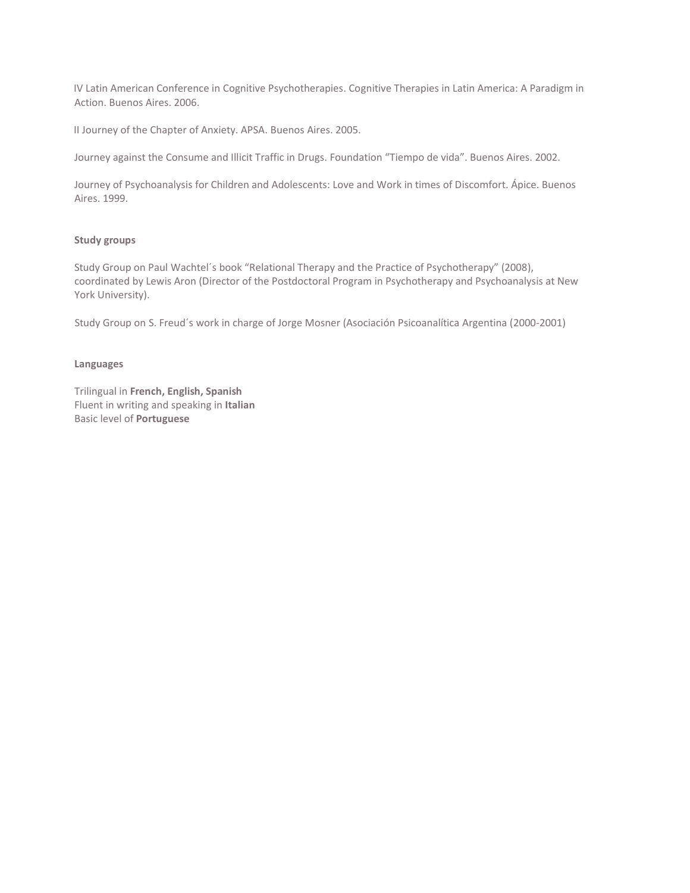IV Latin American Conference in Cognitive Psychotherapies. Cognitive Therapies in Latin America: A Paradigm in Action. Buenos Aires. 2006.

II Journey of the Chapter of Anxiety. APSA. Buenos Aires. 2005.

Journey against the Consume and Illicit Traffic in Drugs. Foundation "Tiempo de vida". Buenos Aires. 2002.

Journey of Psychoanalysis for Children and Adolescents: Love and Work in times of Discomfort. Ápice. Buenos Aires. 1999.

**Study groups**

Study Group on Paul Wachtel´s book "Relational Therapy and the Practice of Psychotherapy" (2008), coordinated by Lewis Aron (Director of the Postdoctoral Program in Psychotherapy and Psychoanalysis at New York University).

Study Group on S. Freud´s work in charge of Jorge Mosner (Asociación Psicoanalítica Argentina (2000-2001)

**Languages**

Trilingual in **French, English, Spanish**
Fluent in writing and speaking in **Italian**
Basic level of **Portuguese**